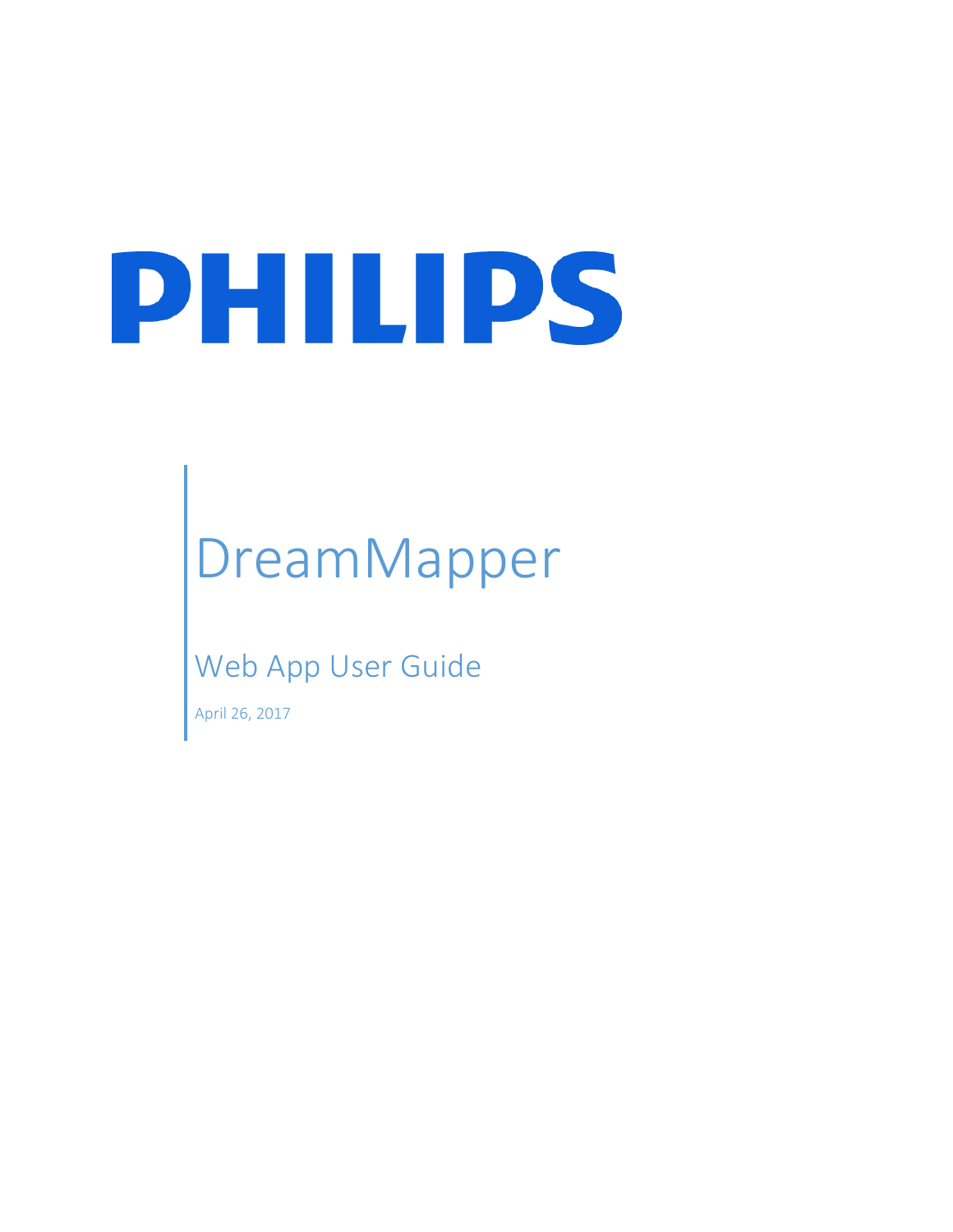# PHILIPS

# DreamMapper

## Web App User Guide

April 26, 2017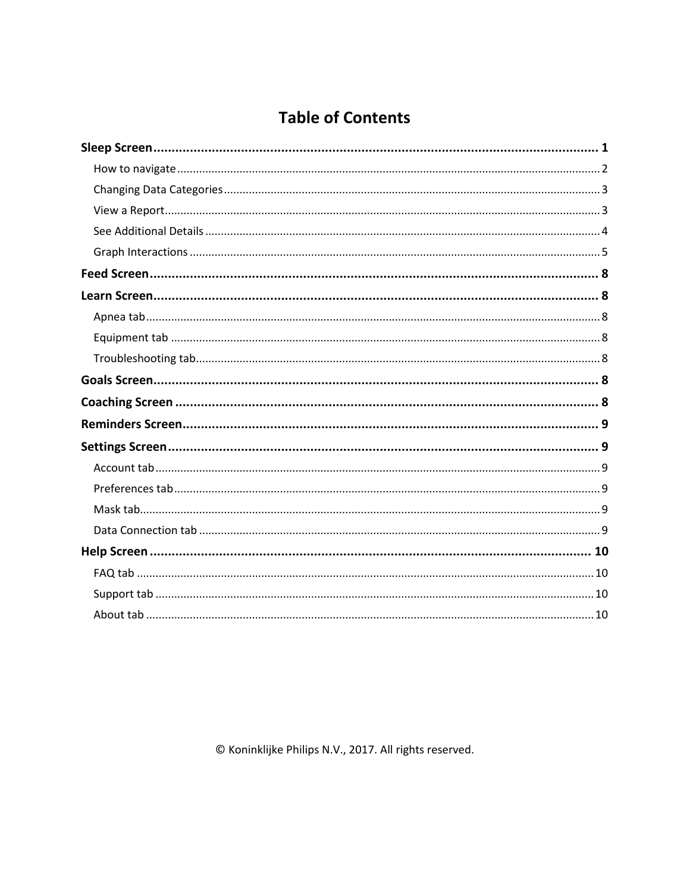# Table of Contents

**Sleep Screen** .......... **1**
- How to navigate .......... 2
- Changing Data Categories .......... 3
- View a Report .......... 3
- See Additional Details .......... 4
- Graph Interactions .......... 5

**Feed Screen** .......... **8**

**Learn Screen** .......... **8**
- Apnea tab .......... 8
- Equipment tab .......... 8
- Troubleshooting tab .......... 8

**Goals Screen** .......... **8**

**Coaching Screen** .......... **8**

**Reminders Screen** .......... **9**

**Settings Screen** .......... **9**
- Account tab .......... 9
- Preferences tab .......... 9
- Mask tab .......... 9
- Data Connection tab .......... 9

**Help Screen** .......... **10**
- FAQ tab .......... 10
- Support tab .......... 10
- About tab .......... 10

© Koninklijke Philips N.V., 2017. All rights reserved.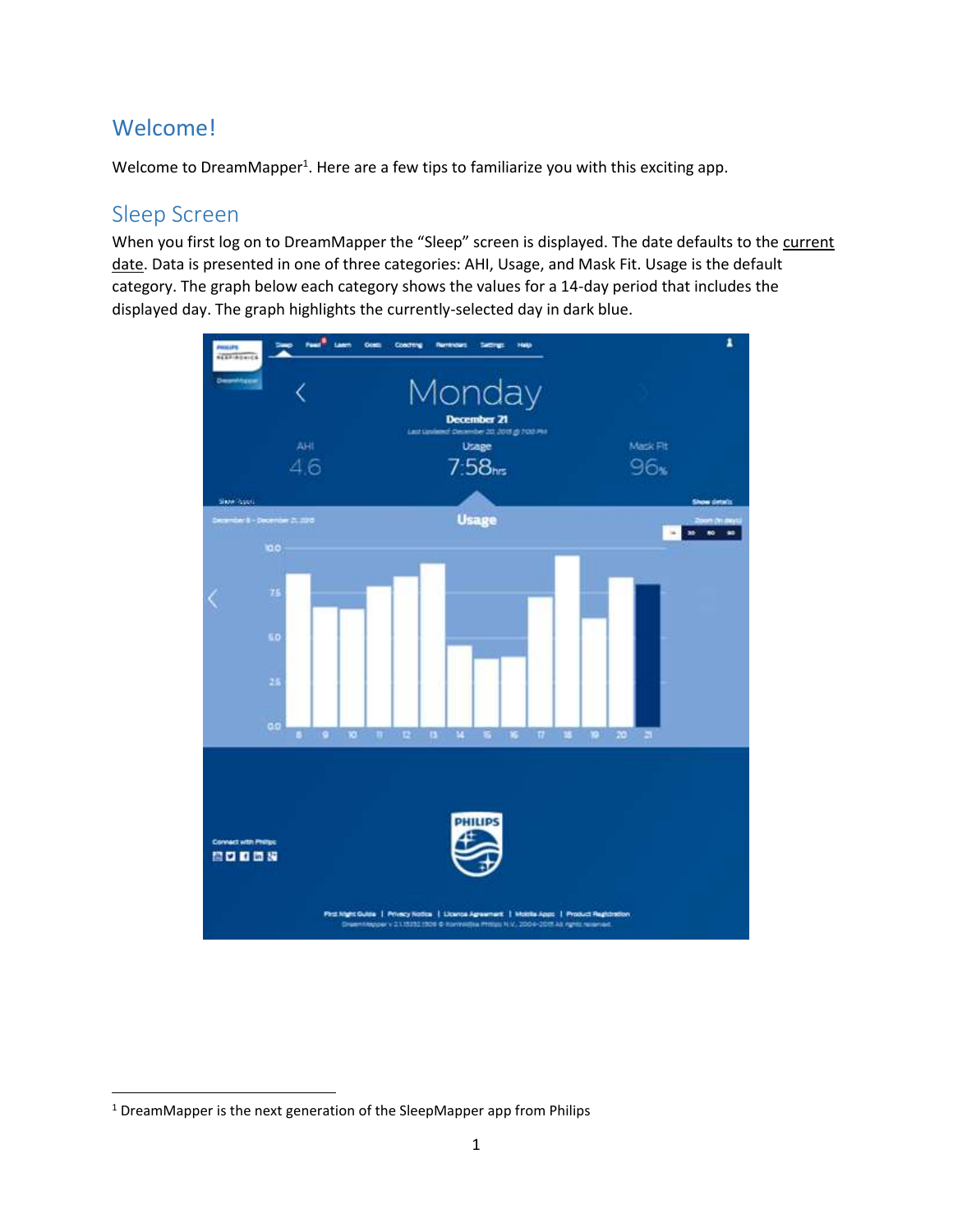## Welcome!

Welcome to DreamMapper[1]. Here are a few tips to familiarize you with this exciting app.

## Sleep Screen

When you first log on to DreamMapper the "Sleep" screen is displayed. The date defaults to the current date. Data is presented in one of three categories: AHI, Usage, and Mask Fit. Usage is the default category. The graph below each category shows the values for a 14-day period that includes the displayed day. The graph highlights the currently-selected day in dark blue.

[1] DreamMapper is the next generation of the SleepMapper app from Philips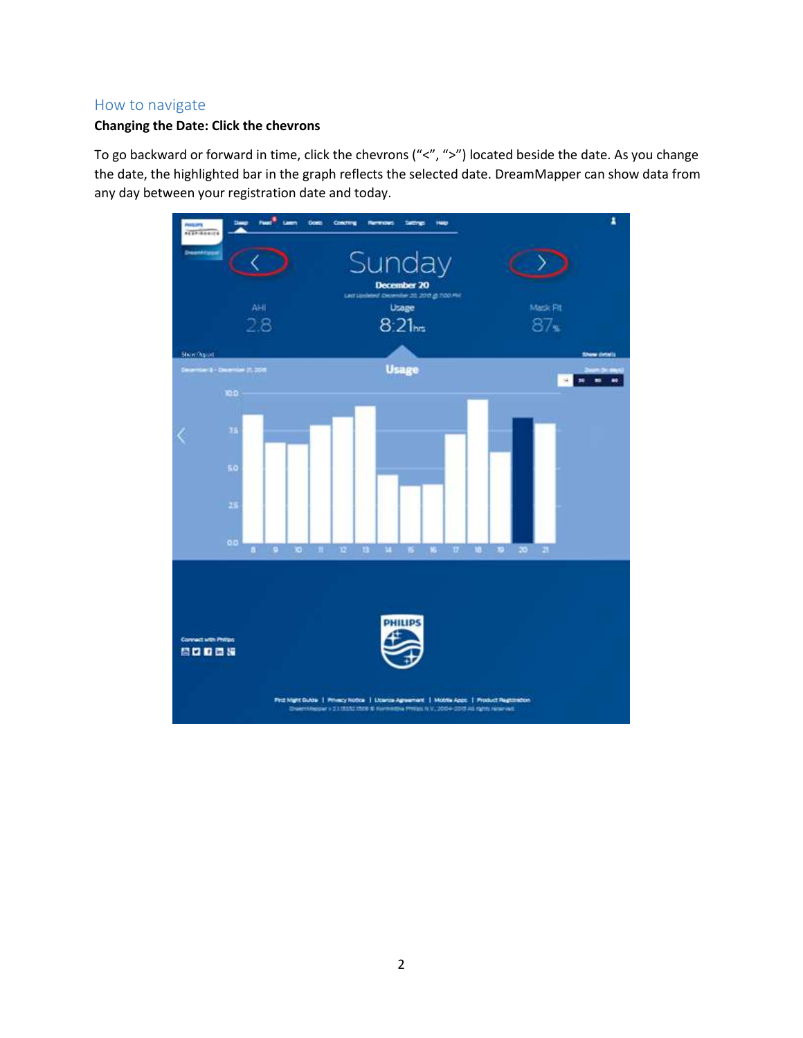## How to navigate

**Changing the Date: Click the chevrons**

To go backward or forward in time, click the chevrons ("<", ">") located beside the date. As you change the date, the highlighted bar in the graph reflects the selected date. DreamMapper can show data from any day between your registration date and today.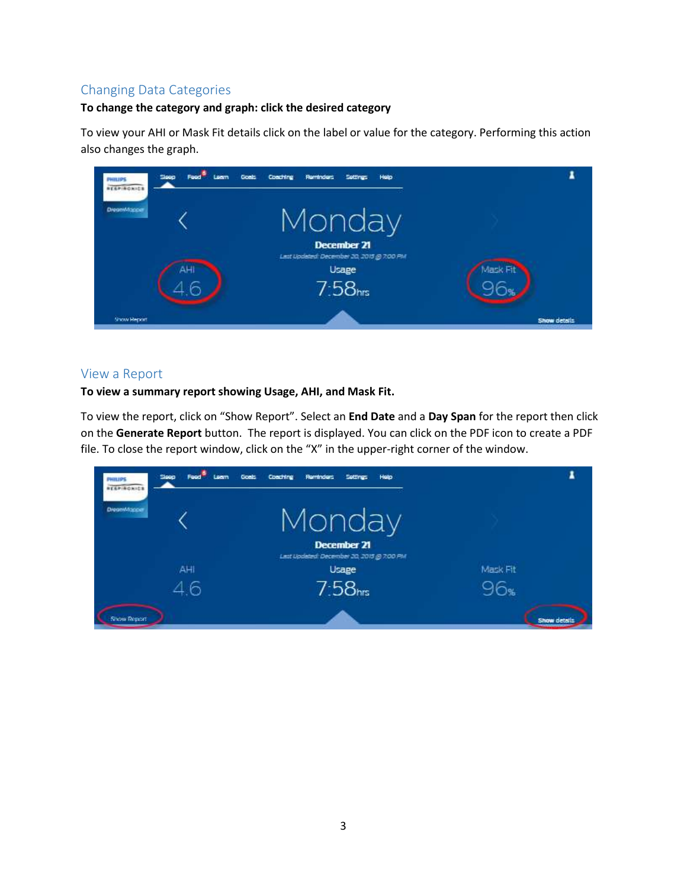## Changing Data Categories

**To change the category and graph: click the desired category**

To view your AHI or Mask Fit details click on the label or value for the category. Performing this action also changes the graph.

## View a Report

**To view a summary report showing Usage, AHI, and Mask Fit.**

To view the report, click on "Show Report". Select an **End Date** and a **Day Span** for the report then click on the **Generate Report** button. The report is displayed. You can click on the PDF icon to create a PDF file. To close the report window, click on the "X" in the upper-right corner of the window.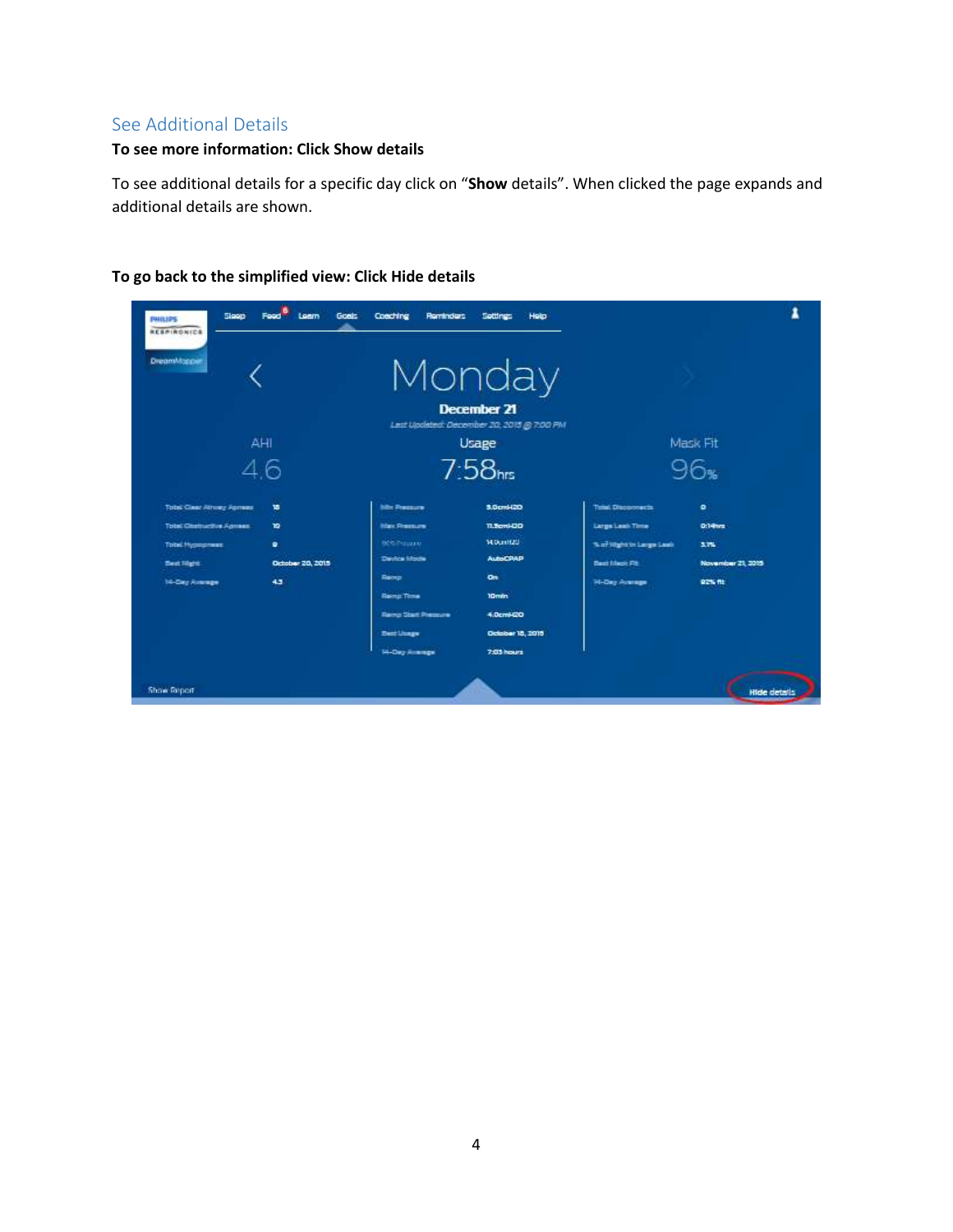## See Additional Details

**To see more information: Click Show details**

To see additional details for a specific day click on "**Show** details". When clicked the page expands and additional details are shown.

**To go back to the simplified view: Click Hide details**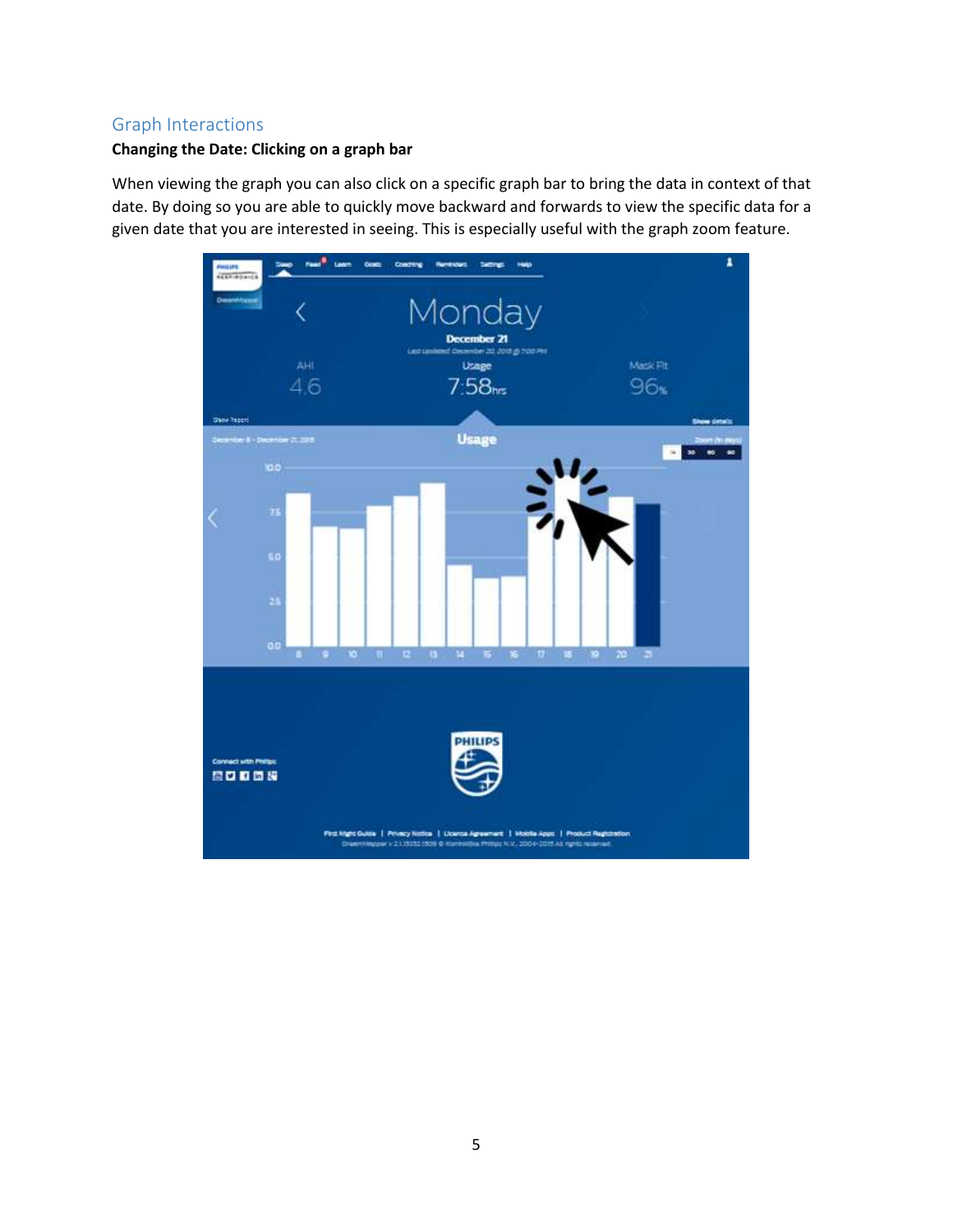## Graph Interactions

**Changing the Date: Clicking on a graph bar**

When viewing the graph you can also click on a specific graph bar to bring the data in context of that date. By doing so you are able to quickly move backward and forwards to view the specific data for a given date that you are interested in seeing. This is especially useful with the graph zoom feature.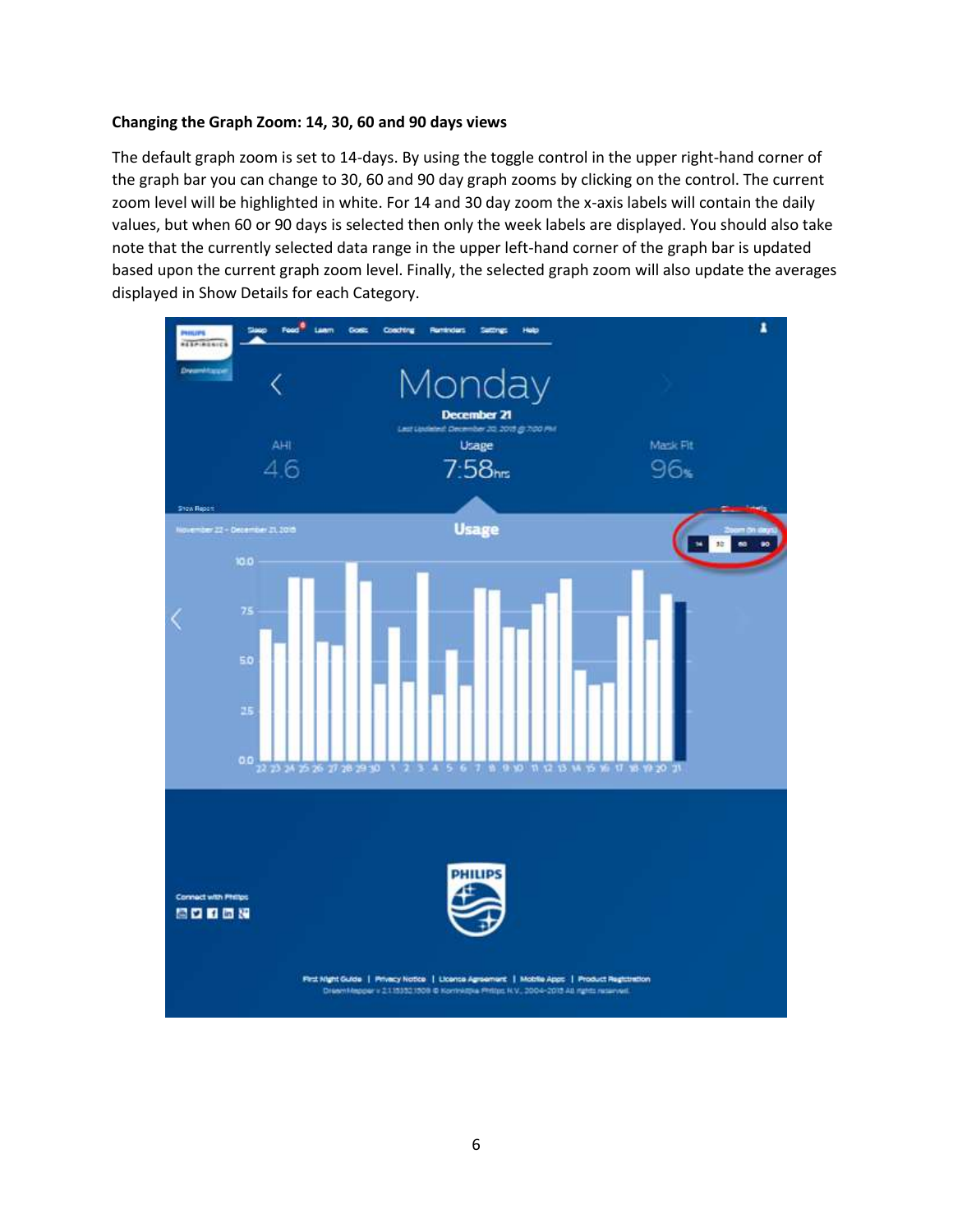**Changing the Graph Zoom: 14, 30, 60 and 90 days views**

The default graph zoom is set to 14-days. By using the toggle control in the upper right-hand corner of the graph bar you can change to 30, 60 and 90 day graph zooms by clicking on the control. The current zoom level will be highlighted in white. For 14 and 30 day zoom the x-axis labels will contain the daily values, but when 60 or 90 days is selected then only the week labels are displayed. You should also take note that the currently selected data range in the upper left-hand corner of the graph bar is updated based upon the current graph zoom level. Finally, the selected graph zoom will also update the averages displayed in Show Details for each Category.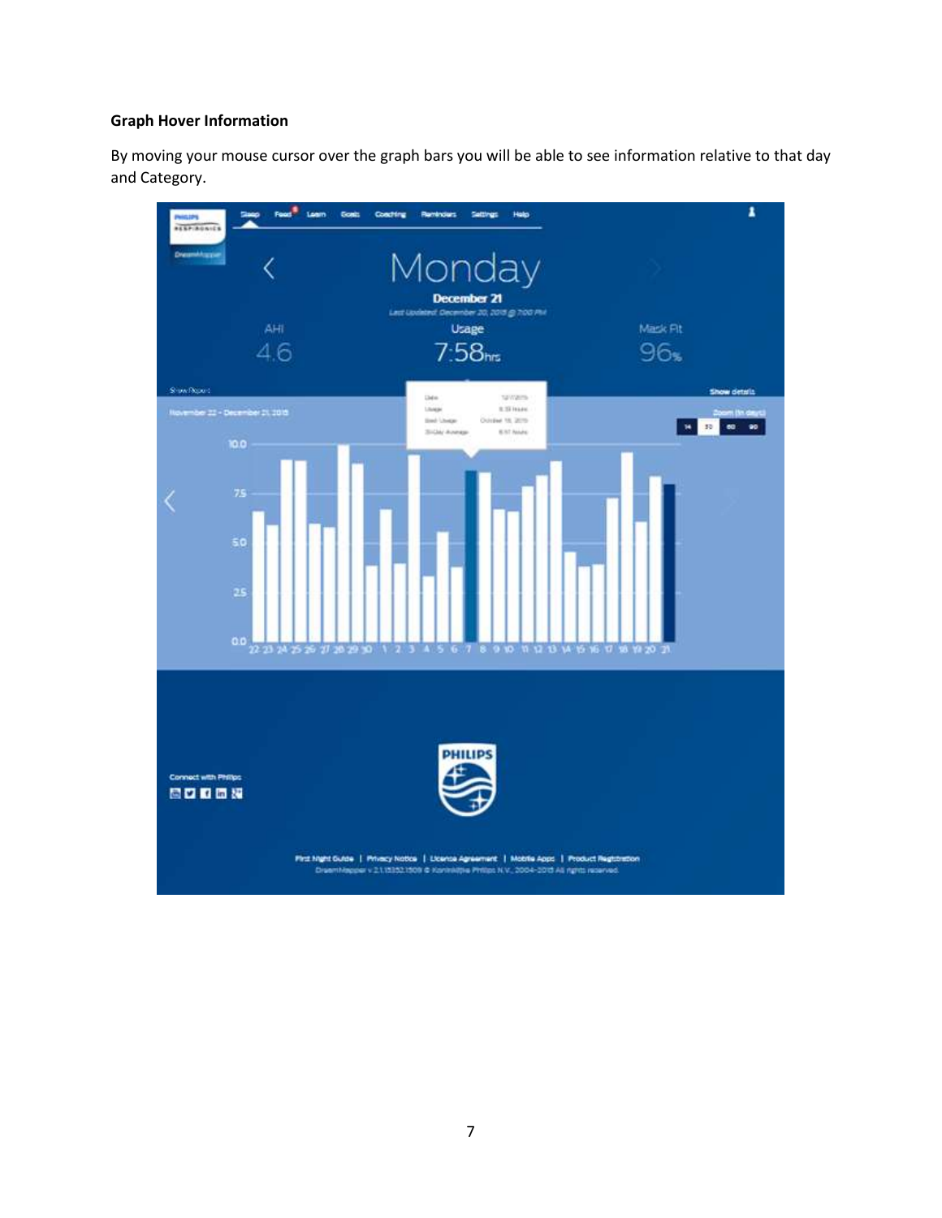**Graph Hover Information**

By moving your mouse cursor over the graph bars you will be able to see information relative to that day and Category.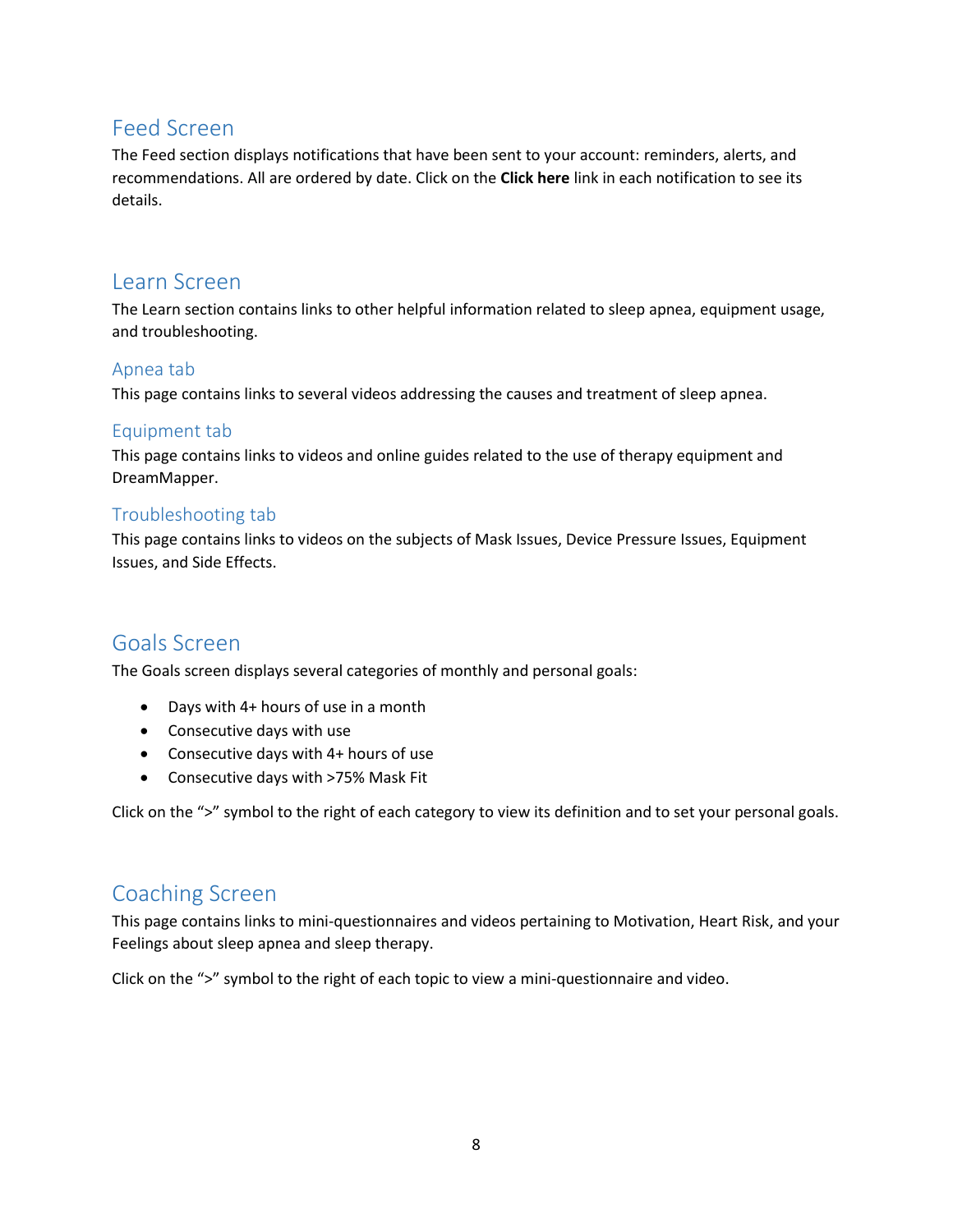## Feed Screen

The Feed section displays notifications that have been sent to your account: reminders, alerts, and recommendations. All are ordered by date. Click on the **Click here** link in each notification to see its details.

## Learn Screen

The Learn section contains links to other helpful information related to sleep apnea, equipment usage, and troubleshooting.

### Apnea tab

This page contains links to several videos addressing the causes and treatment of sleep apnea.

### Equipment tab

This page contains links to videos and online guides related to the use of therapy equipment and DreamMapper.

### Troubleshooting tab

This page contains links to videos on the subjects of Mask Issues, Device Pressure Issues, Equipment Issues, and Side Effects.

## Goals Screen

The Goals screen displays several categories of monthly and personal goals:

- Days with 4+ hours of use in a month
- Consecutive days with use
- Consecutive days with 4+ hours of use
- Consecutive days with >75% Mask Fit

Click on the ">" symbol to the right of each category to view its definition and to set your personal goals.

## Coaching Screen

This page contains links to mini-questionnaires and videos pertaining to Motivation, Heart Risk, and your Feelings about sleep apnea and sleep therapy.

Click on the ">" symbol to the right of each topic to view a mini-questionnaire and video.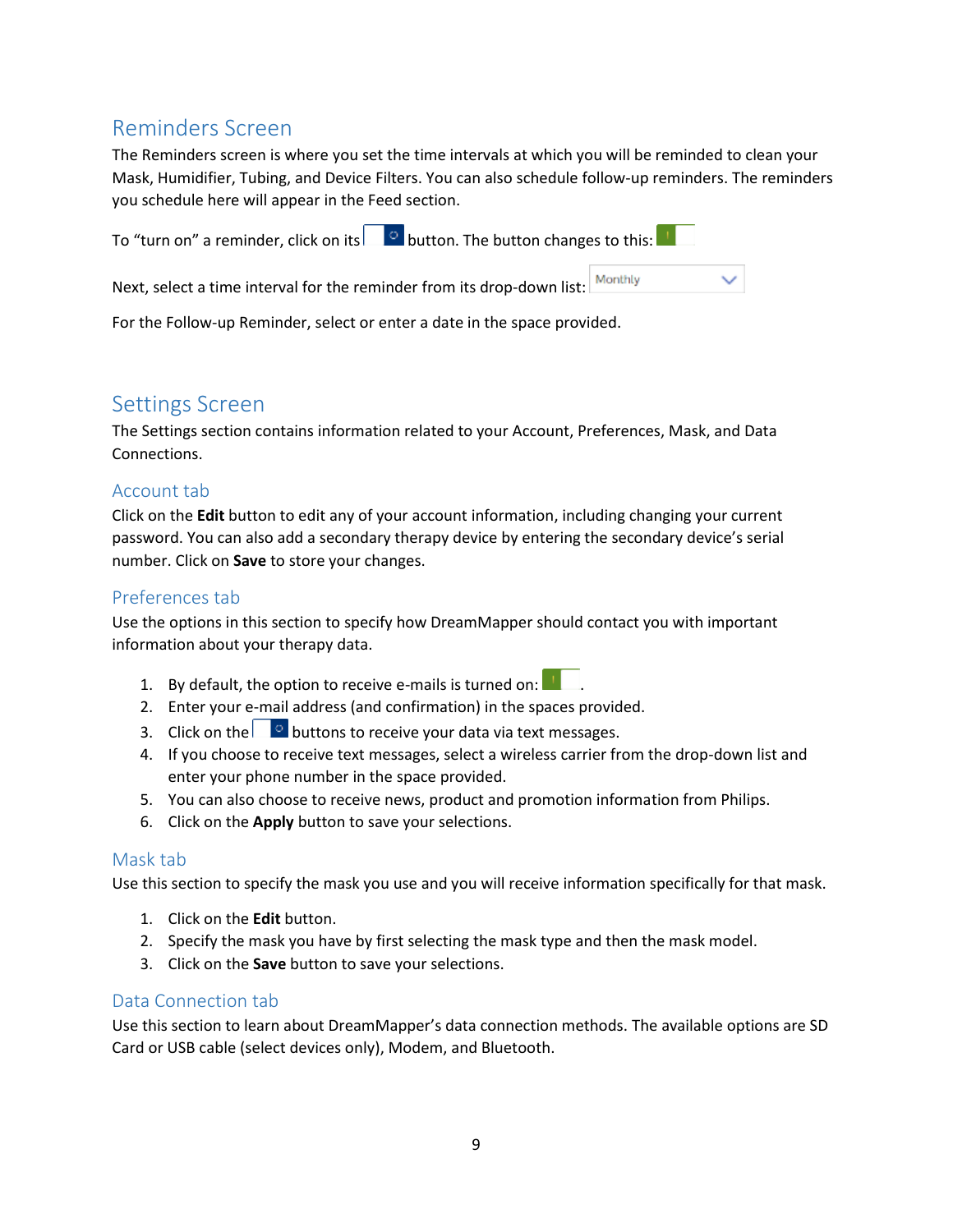## Reminders Screen

The Reminders screen is where you set the time intervals at which you will be reminded to clean your Mask, Humidifier, Tubing, and Device Filters. You can also schedule follow-up reminders. The reminders you schedule here will appear in the Feed section.

To "turn on" a reminder, click on its button. The button changes to this:

Next, select a time interval for the reminder from its drop-down list: Monthly

For the Follow-up Reminder, select or enter a date in the space provided.

## Settings Screen

The Settings section contains information related to your Account, Preferences, Mask, and Data Connections.

### Account tab

Click on the **Edit** button to edit any of your account information, including changing your current password. You can also add a secondary therapy device by entering the secondary device's serial number. Click on **Save** to store your changes.

### Preferences tab

Use the options in this section to specify how DreamMapper should contact you with important information about your therapy data.

1. By default, the option to receive e-mails is turned on: .
2. Enter your e-mail address (and confirmation) in the spaces provided.
3. Click on the buttons to receive your data via text messages.
4. If you choose to receive text messages, select a wireless carrier from the drop-down list and enter your phone number in the space provided.
5. You can also choose to receive news, product and promotion information from Philips.
6. Click on the **Apply** button to save your selections.

### Mask tab

Use this section to specify the mask you use and you will receive information specifically for that mask.

1. Click on the **Edit** button.
2. Specify the mask you have by first selecting the mask type and then the mask model.
3. Click on the **Save** button to save your selections.

### Data Connection tab

Use this section to learn about DreamMapper's data connection methods. The available options are SD Card or USB cable (select devices only), Modem, and Bluetooth.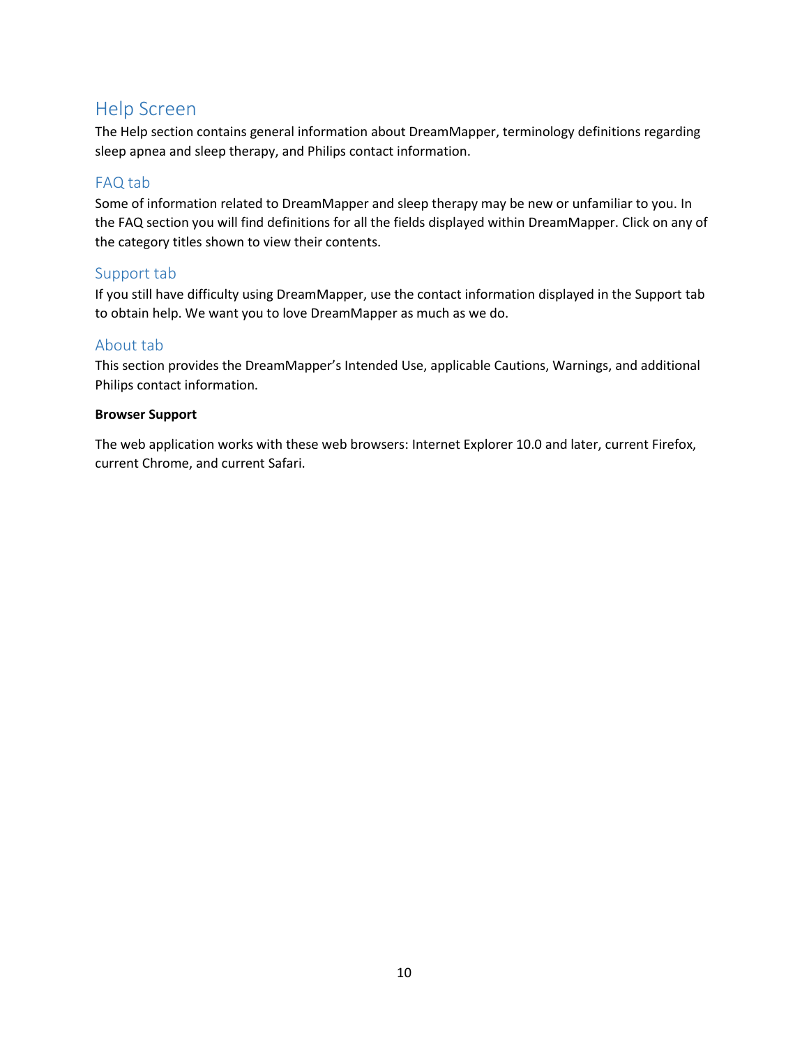# Help Screen

The Help section contains general information about DreamMapper, terminology definitions regarding sleep apnea and sleep therapy, and Philips contact information.

## FAQ tab

Some of information related to DreamMapper and sleep therapy may be new or unfamiliar to you. In the FAQ section you will find definitions for all the fields displayed within DreamMapper. Click on any of the category titles shown to view their contents.

## Support tab

If you still have difficulty using DreamMapper, use the contact information displayed in the Support tab to obtain help. We want you to love DreamMapper as much as we do.

## About tab

This section provides the DreamMapper's Intended Use, applicable Cautions, Warnings, and additional Philips contact information.

**Browser Support**

The web application works with these web browsers: Internet Explorer 10.0 and later, current Firefox, current Chrome, and current Safari.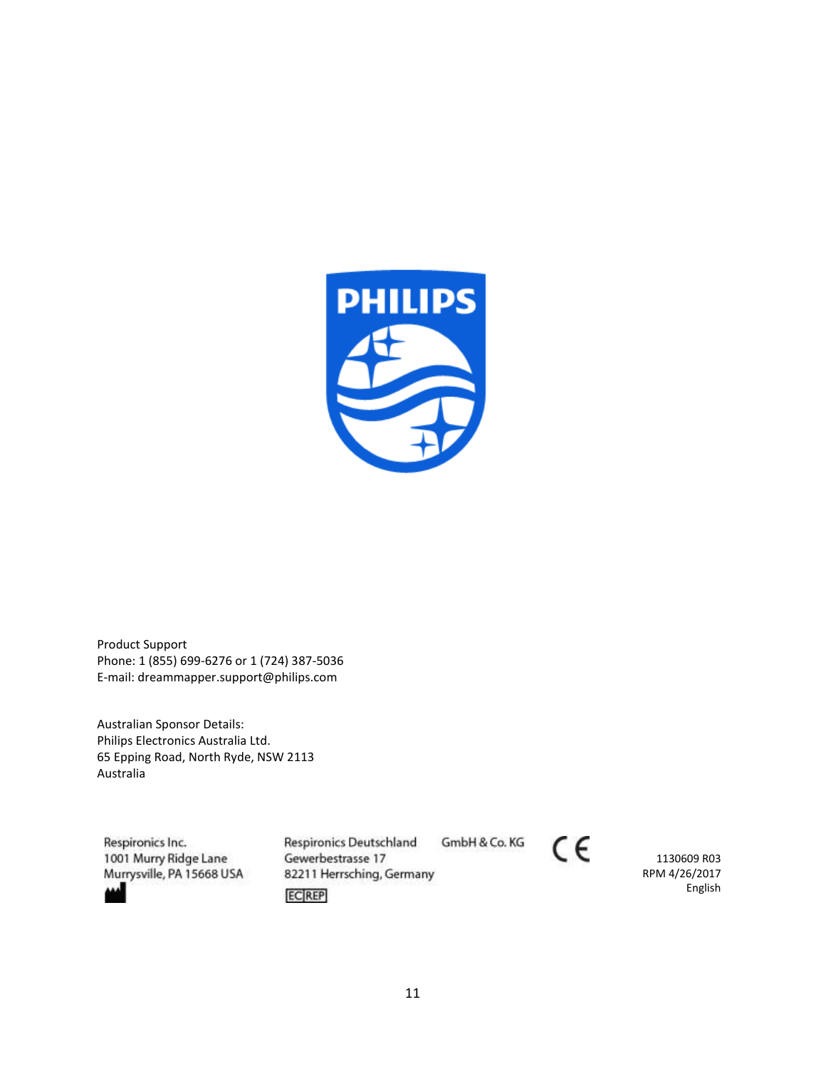Product Support
Phone: 1 (855) 699-6276 or 1 (724) 387-5036
E-mail: dreammapper.support@philips.com

Australian Sponsor Details:
Philips Electronics Australia Ltd.
65 Epping Road, North Ryde, NSW 2113
Australia

Respironics Inc.
1001 Murry Ridge Lane
Murrysville, PA 15668 USA

Respironics Deutschland GmbH & Co. KG
Gewerbestrasse 17
82211 Herrsching, Germany

EC REP

CE

1130609 R03
RPM 4/26/2017
English